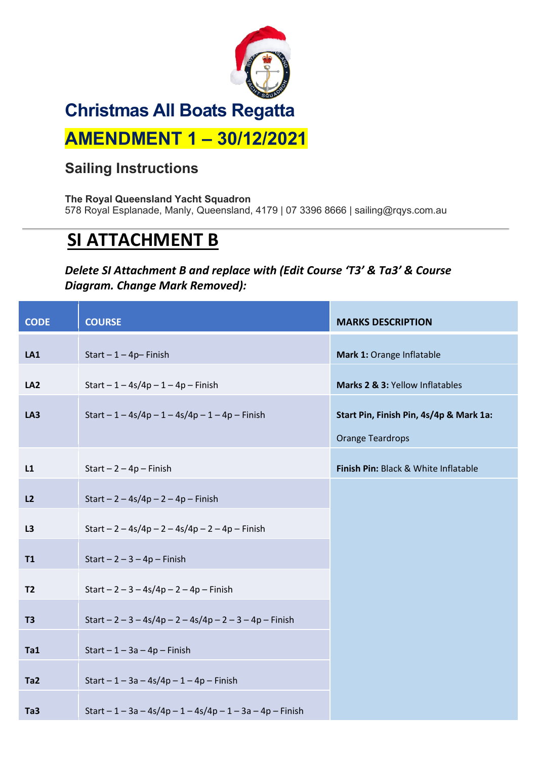# Christmas All Boats Regatta

## AMENDMENT 1 – 30/12/2021

### Sailing Instructions

**The Royal Queensland Yacht Squadron**
578 Royal Esplanade, Manly, Queensland, 4179 | 07 3396 8666 | sailing@rqys.com.au

## SI ATTACHMENT B

***Delete SI Attachment B and replace with (Edit Course 'T3' & Ta3' & Course Diagram. Change Mark Removed):***

| CODE | COURSE | MARKS DESCRIPTION |
|---|---|---|
| LA1 | Start – 1 – 4p– Finish | **Mark 1:** Orange Inflatable |
| LA2 | Start – 1 – 4s/4p – 1 – 4p – Finish | **Marks 2 & 3:** Yellow Inflatables |
| LA3 | Start – 1 – 4s/4p – 1 – 4s/4p – 1 – 4p – Finish | **Start Pin, Finish Pin, 4s/4p & Mark 1a:** Orange Teardrops |
| L1 | Start – 2 – 4p – Finish | **Finish Pin:** Black & White Inflatable |
| L2 | Start – 2 – 4s/4p – 2 – 4p – Finish | |
| L3 | Start – 2 – 4s/4p – 2 – 4s/4p – 2 – 4p – Finish | |
| T1 | Start – 2 – 3 – 4p – Finish | |
| T2 | Start – 2 – 3 – 4s/4p – 2 – 4p – Finish | |
| T3 | Start – 2 – 3 – 4s/4p – 2 – 4s/4p – 2 – 3 – 4p – Finish | |
| Ta1 | Start – 1 – 3a – 4p – Finish | |
| Ta2 | Start – 1 – 3a – 4s/4p – 1 – 4p – Finish | |
| Ta3 | Start – 1 – 3a – 4s/4p – 1 – 4s/4p – 1 – 3a – 4p – Finish | |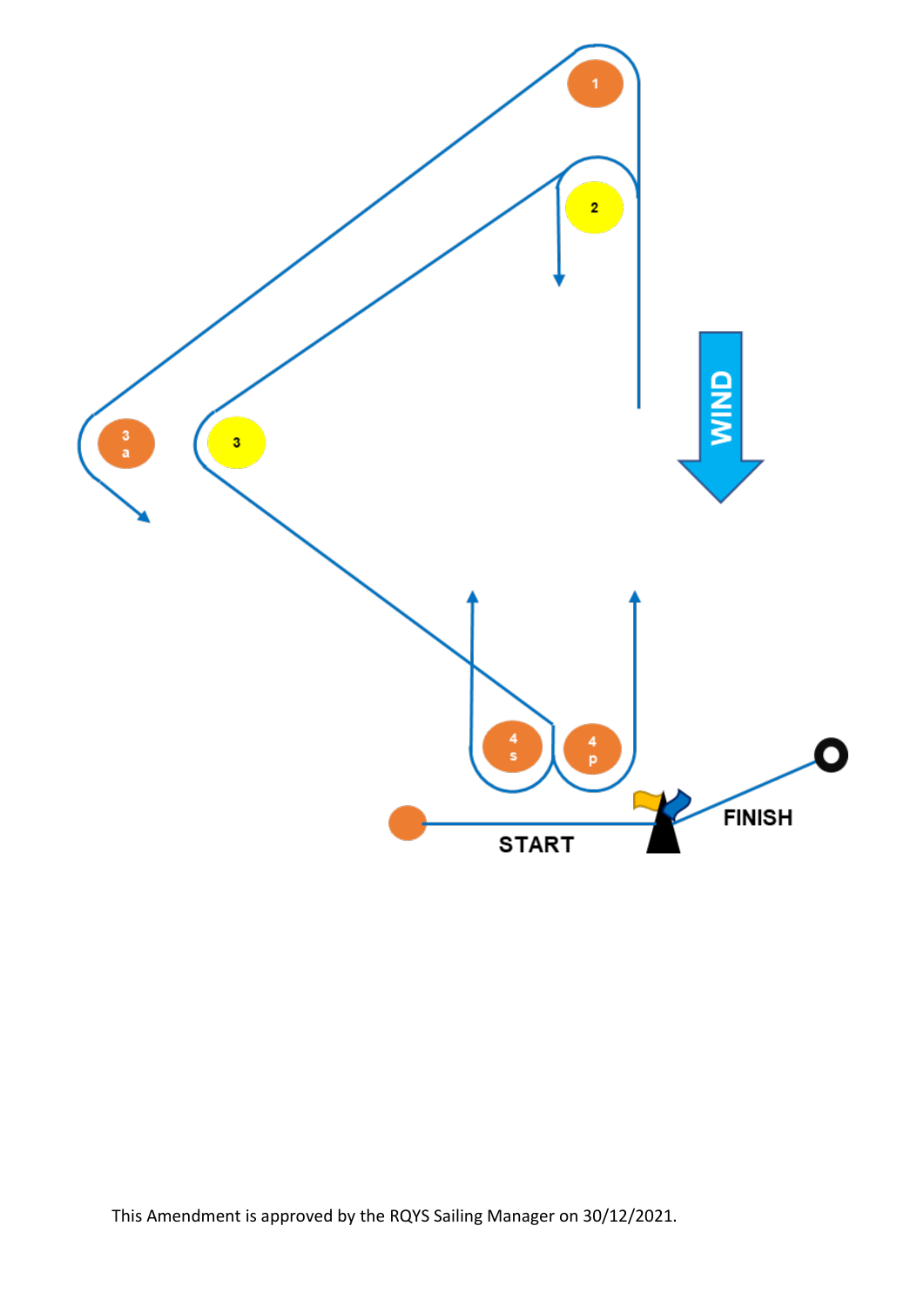1

2

3
a

3

WIND

4
s

4
p

START

FINISH

This Amendment is approved by the RQYS Sailing Manager on 30/12/2021.